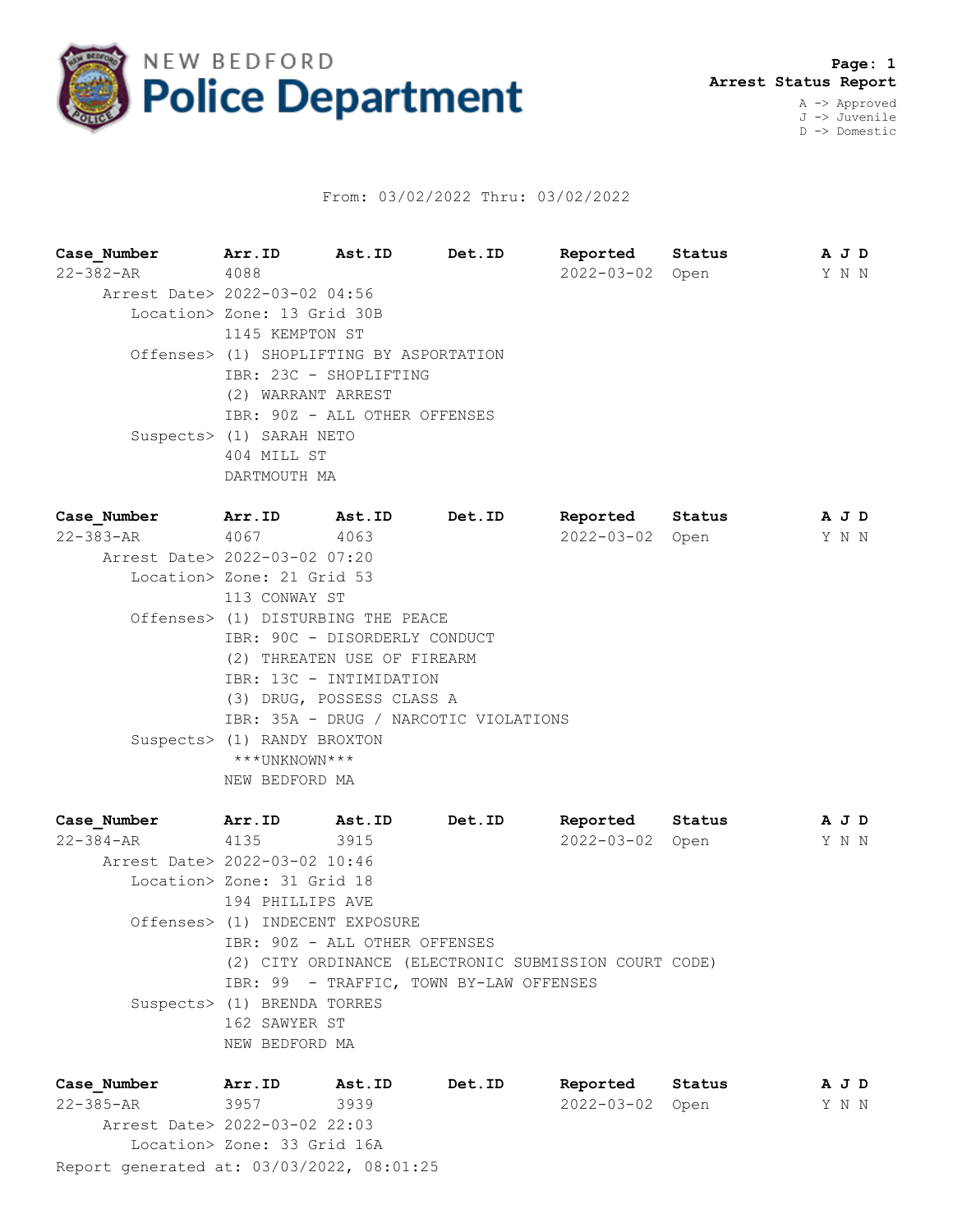# NEW BEDFORD Police Department

**Page: 1**
**Arrest Status Report**

A -> Approved
J -> Juvenile
D -> Domestic

From: 03/02/2022 Thru: 03/02/2022

| Case_Number | Arr.ID | Ast.ID | Det.ID | Reported | Status | A | J | D |
|---|---|---|---|---|---|---|---|---|
| 22-382-AR | 4088 | | | 2022-03-02 | Open | Y | N | N |

Arrest Date> 2022-03-02 04:56
Location> Zone: 13 Grid 30B
1145 KEMPTON ST
Offenses> (1) SHOPLIFTING BY ASPORTATION
IBR: 23C - SHOPLIFTING
(2) WARRANT ARREST
IBR: 90Z - ALL OTHER OFFENSES
Suspects> (1) SARAH NETO
404 MILL ST
DARTMOUTH MA

| Case_Number | Arr.ID | Ast.ID | Det.ID | Reported | Status | A | J | D |
|---|---|---|---|---|---|---|---|---|
| 22-383-AR | 4067 | 4063 | | 2022-03-02 | Open | Y | N | N |

Arrest Date> 2022-03-02 07:20
Location> Zone: 21 Grid 53
113 CONWAY ST
Offenses> (1) DISTURBING THE PEACE
IBR: 90C - DISORDERLY CONDUCT
(2) THREATEN USE OF FIREARM
IBR: 13C - INTIMIDATION
(3) DRUG, POSSESS CLASS A
IBR: 35A - DRUG / NARCOTIC VIOLATIONS
Suspects> (1) RANDY BROXTON
***UNKNOWN***
NEW BEDFORD MA

| Case_Number | Arr.ID | Ast.ID | Det.ID | Reported | Status | A | J | D |
|---|---|---|---|---|---|---|---|---|
| 22-384-AR | 4135 | 3915 | | 2022-03-02 | Open | Y | N | N |

Arrest Date> 2022-03-02 10:46
Location> Zone: 31 Grid 18
194 PHILLIPS AVE
Offenses> (1) INDECENT EXPOSURE
IBR: 90Z - ALL OTHER OFFENSES
(2) CITY ORDINANCE (ELECTRONIC SUBMISSION COURT CODE)
IBR: 99 - TRAFFIC, TOWN BY-LAW OFFENSES
Suspects> (1) BRENDA TORRES
162 SAWYER ST
NEW BEDFORD MA

| Case_Number | Arr.ID | Ast.ID | Det.ID | Reported | Status | A | J | D |
|---|---|---|---|---|---|---|---|---|
| 22-385-AR | 3957 | 3939 | | 2022-03-02 | Open | Y | N | N |

Arrest Date> 2022-03-02 22:03
Location> Zone: 33 Grid 16A

Report generated at: 03/03/2022, 08:01:25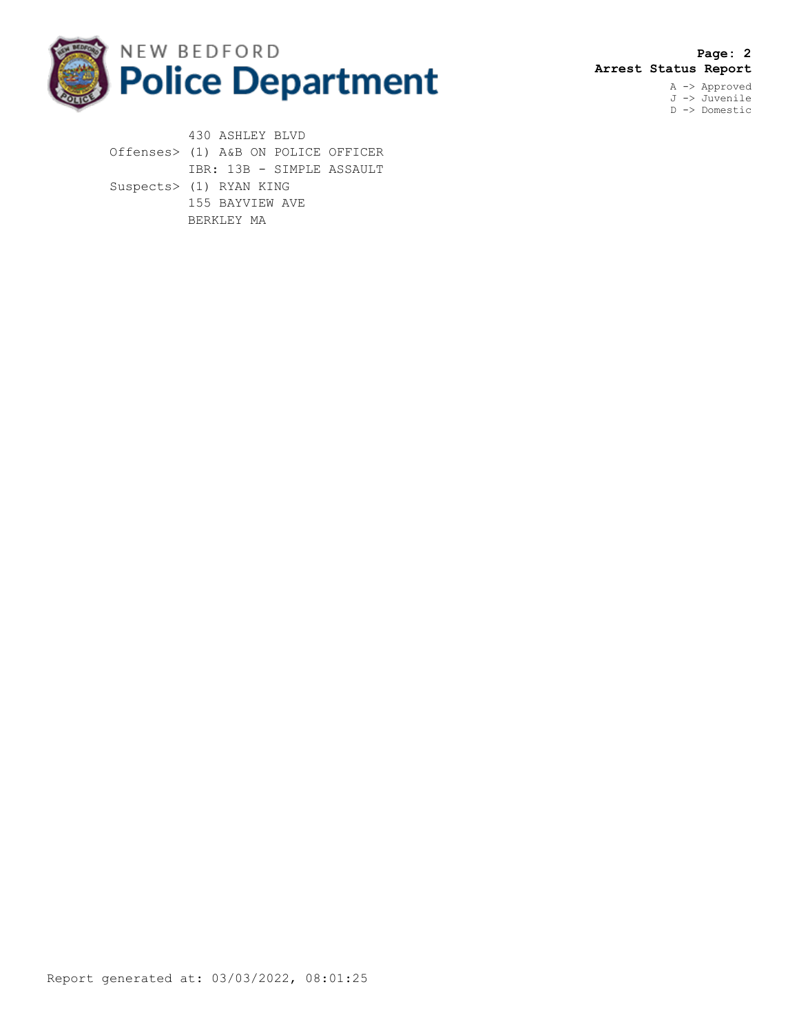**Arrest Status Report**

A -> Approved
J -> Juvenile
D -> Domestic

```
          430 ASHLEY BLVD
Offenses> (1) A&B ON POLICE OFFICER
          IBR: 13B - SIMPLE ASSAULT
Suspects> (1) RYAN KING
          155 BAYVIEW AVE
          BERKLEY MA
```

Report generated at: 03/03/2022, 08:01:25